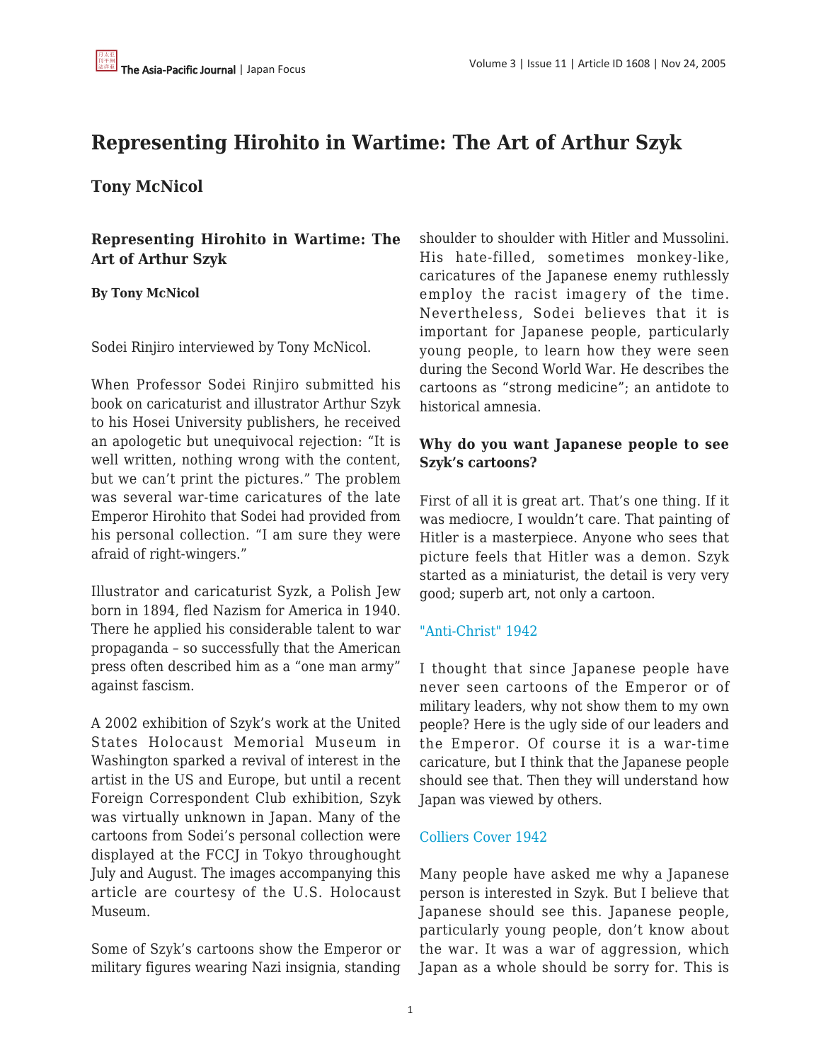# Representing Hirohito in Wartime: The Art of Arthur Szyk

**Tony McNicol**

### Representing Hirohito in Wartime: The Art of Arthur Szyk

**By Tony McNicol**

Sodei Rinjiro interviewed by Tony McNicol.

When Professor Sodei Rinjiro submitted his book on caricaturist and illustrator Arthur Szyk to his Hosei University publishers, he received an apologetic but unequivocal rejection: "It is well written, nothing wrong with the content, but we can't print the pictures." The problem was several war-time caricatures of the late Emperor Hirohito that Sodei had provided from his personal collection. "I am sure they were afraid of right-wingers."

Illustrator and caricaturist Syzk, a Polish Jew born in 1894, fled Nazism for America in 1940. There he applied his considerable talent to war propaganda – so successfully that the American press often described him as a "one man army" against fascism.

A 2002 exhibition of Szyk's work at the United States Holocaust Memorial Museum in Washington sparked a revival of interest in the artist in the US and Europe, but until a recent Foreign Correspondent Club exhibition, Szyk was virtually unknown in Japan. Many of the cartoons from Sodei's personal collection were displayed at the FCCJ in Tokyo throughought July and August. The images accompanying this article are courtesy of the U.S. Holocaust Museum.

Some of Szyk's cartoons show the Emperor or military figures wearing Nazi insignia, standing shoulder to shoulder with Hitler and Mussolini. His hate-filled, sometimes monkey-like, caricatures of the Japanese enemy ruthlessly employ the racist imagery of the time. Nevertheless, Sodei believes that it is important for Japanese people, particularly young people, to learn how they were seen during the Second World War. He describes the cartoons as "strong medicine"; an antidote to historical amnesia.

**Why do you want Japanese people to see Szyk's cartoons?**

First of all it is great art. That's one thing. If it was mediocre, I wouldn't care. That painting of Hitler is a masterpiece. Anyone who sees that picture feels that Hitler was a demon. Szyk started as a miniaturist, the detail is very very good; superb art, not only a cartoon.

"Anti-Christ" 1942

I thought that since Japanese people have never seen cartoons of the Emperor or of military leaders, why not show them to my own people? Here is the ugly side of our leaders and the Emperor. Of course it is a war-time caricature, but I think that the Japanese people should see that. Then they will understand how Japan was viewed by others.

Colliers Cover 1942

Many people have asked me why a Japanese person is interested in Szyk. But I believe that Japanese should see this. Japanese people, particularly young people, don't know about the war. It was a war of aggression, which Japan as a whole should be sorry for. This is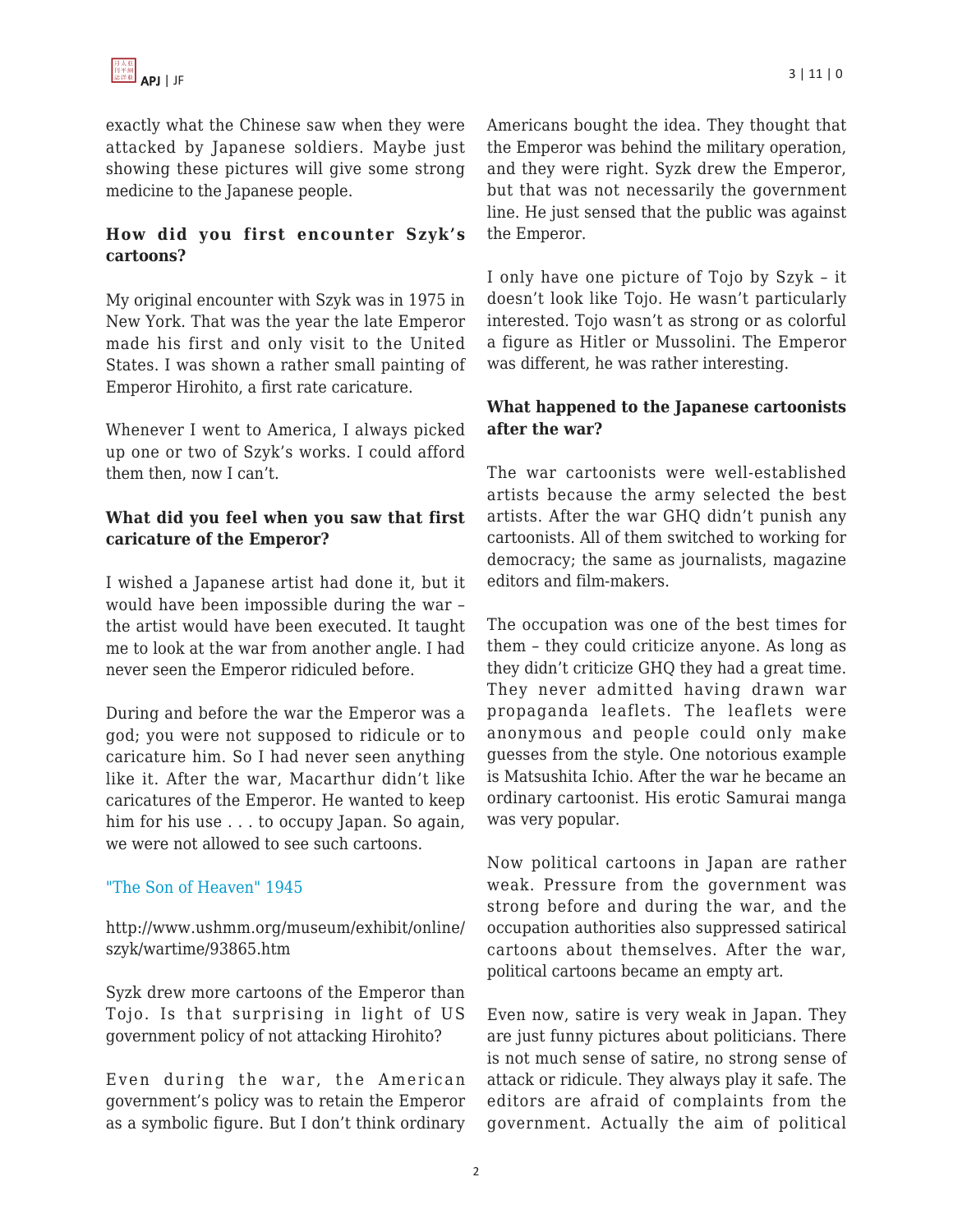exactly what the Chinese saw when they were attacked by Japanese soldiers. Maybe just showing these pictures will give some strong medicine to the Japanese people.

**How did you first encounter Szyk's cartoons?**

My original encounter with Szyk was in 1975 in New York. That was the year the late Emperor made his first and only visit to the United States. I was shown a rather small painting of Emperor Hirohito, a first rate caricature.

Whenever I went to America, I always picked up one or two of Szyk's works. I could afford them then, now I can't.

**What did you feel when you saw that first caricature of the Emperor?**

I wished a Japanese artist had done it, but it would have been impossible during the war – the artist would have been executed. It taught me to look at the war from another angle. I had never seen the Emperor ridiculed before.

During and before the war the Emperor was a god; you were not supposed to ridicule or to caricature him. So I had never seen anything like it. After the war, Macarthur didn't like caricatures of the Emperor. He wanted to keep him for his use . . . to occupy Japan. So again, we were not allowed to see such cartoons.

"The Son of Heaven" 1945

http://www.ushmm.org/museum/exhibit/online/szyk/wartime/93865.htm

Syzk drew more cartoons of the Emperor than Tojo. Is that surprising in light of US government policy of not attacking Hirohito?

Even during the war, the American government's policy was to retain the Emperor as a symbolic figure. But I don't think ordinary Americans bought the idea. They thought that the Emperor was behind the military operation, and they were right. Syzk drew the Emperor, but that was not necessarily the government line. He just sensed that the public was against the Emperor.

I only have one picture of Tojo by Szyk – it doesn't look like Tojo. He wasn't particularly interested. Tojo wasn't as strong or as colorful a figure as Hitler or Mussolini. The Emperor was different, he was rather interesting.

**What happened to the Japanese cartoonists after the war?**

The war cartoonists were well-established artists because the army selected the best artists. After the war GHQ didn't punish any cartoonists. All of them switched to working for democracy; the same as journalists, magazine editors and film-makers.

The occupation was one of the best times for them – they could criticize anyone. As long as they didn't criticize GHQ they had a great time. They never admitted having drawn war propaganda leaflets. The leaflets were anonymous and people could only make guesses from the style. One notorious example is Matsushita Ichio. After the war he became an ordinary cartoonist. His erotic Samurai manga was very popular.

Now political cartoons in Japan are rather weak. Pressure from the government was strong before and during the war, and the occupation authorities also suppressed satirical cartoons about themselves. After the war, political cartoons became an empty art.

Even now, satire is very weak in Japan. They are just funny pictures about politicians. There is not much sense of satire, no strong sense of attack or ridicule. They always play it safe. The editors are afraid of complaints from the government. Actually the aim of political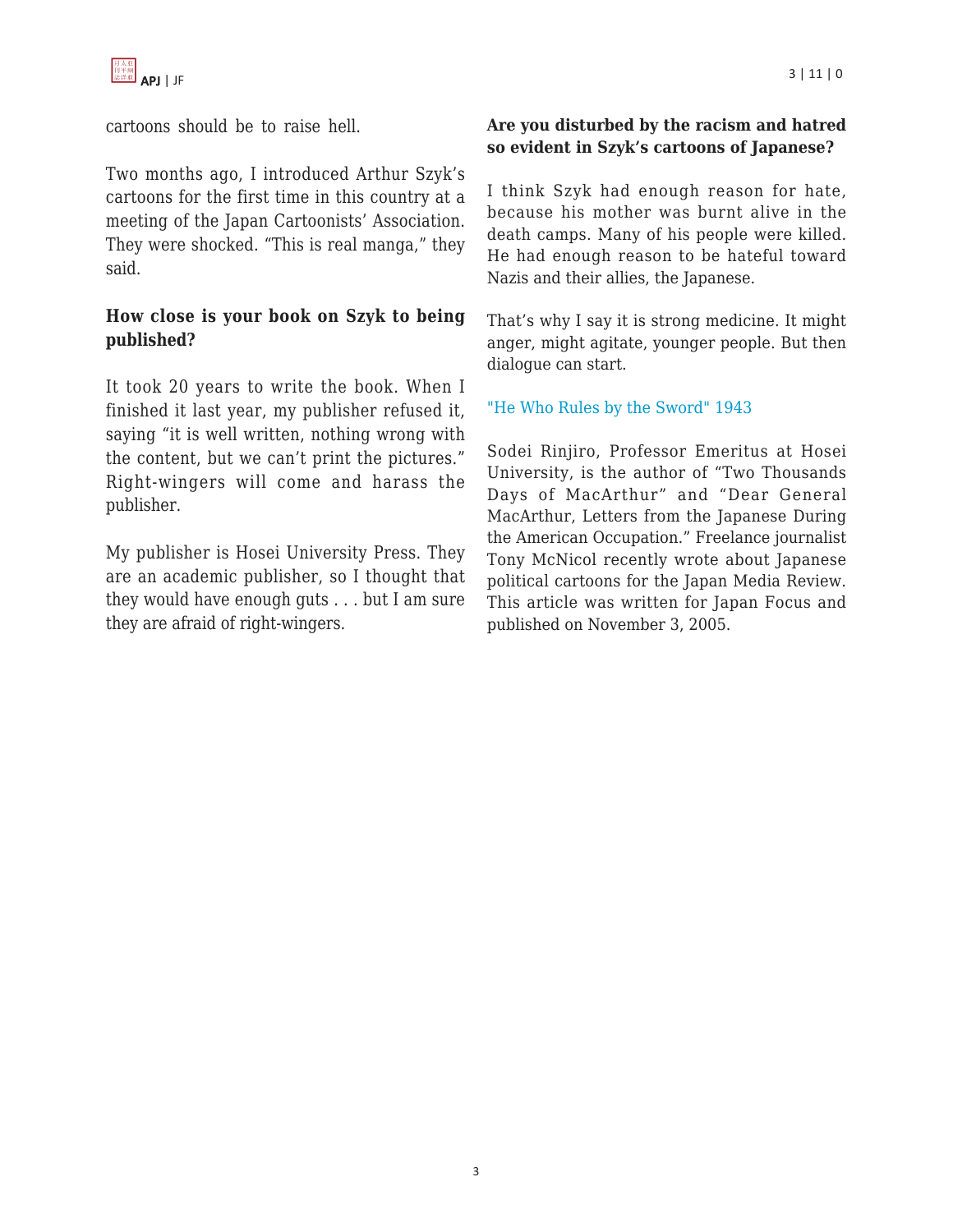cartoons should be to raise hell.

Two months ago, I introduced Arthur Szyk's cartoons for the first time in this country at a meeting of the Japan Cartoonists' Association. They were shocked. "This is real manga," they said.

**How close is your book on Szyk to being published?**

It took 20 years to write the book. When I finished it last year, my publisher refused it, saying "it is well written, nothing wrong with the content, but we can't print the pictures." Right-wingers will come and harass the publisher.

My publisher is Hosei University Press. They are an academic publisher, so I thought that they would have enough guts . . . but I am sure they are afraid of right-wingers.

**Are you disturbed by the racism and hatred so evident in Szyk's cartoons of Japanese?**

I think Szyk had enough reason for hate, because his mother was burnt alive in the death camps. Many of his people were killed. He had enough reason to be hateful toward Nazis and their allies, the Japanese.

That's why I say it is strong medicine. It might anger, might agitate, younger people. But then dialogue can start.

"He Who Rules by the Sword" 1943

Sodei Rinjiro, Professor Emeritus at Hosei University, is the author of "Two Thousands Days of MacArthur" and "Dear General MacArthur, Letters from the Japanese During the American Occupation." Freelance journalist Tony McNicol recently wrote about Japanese political cartoons for the Japan Media Review. This article was written for Japan Focus and published on November 3, 2005.